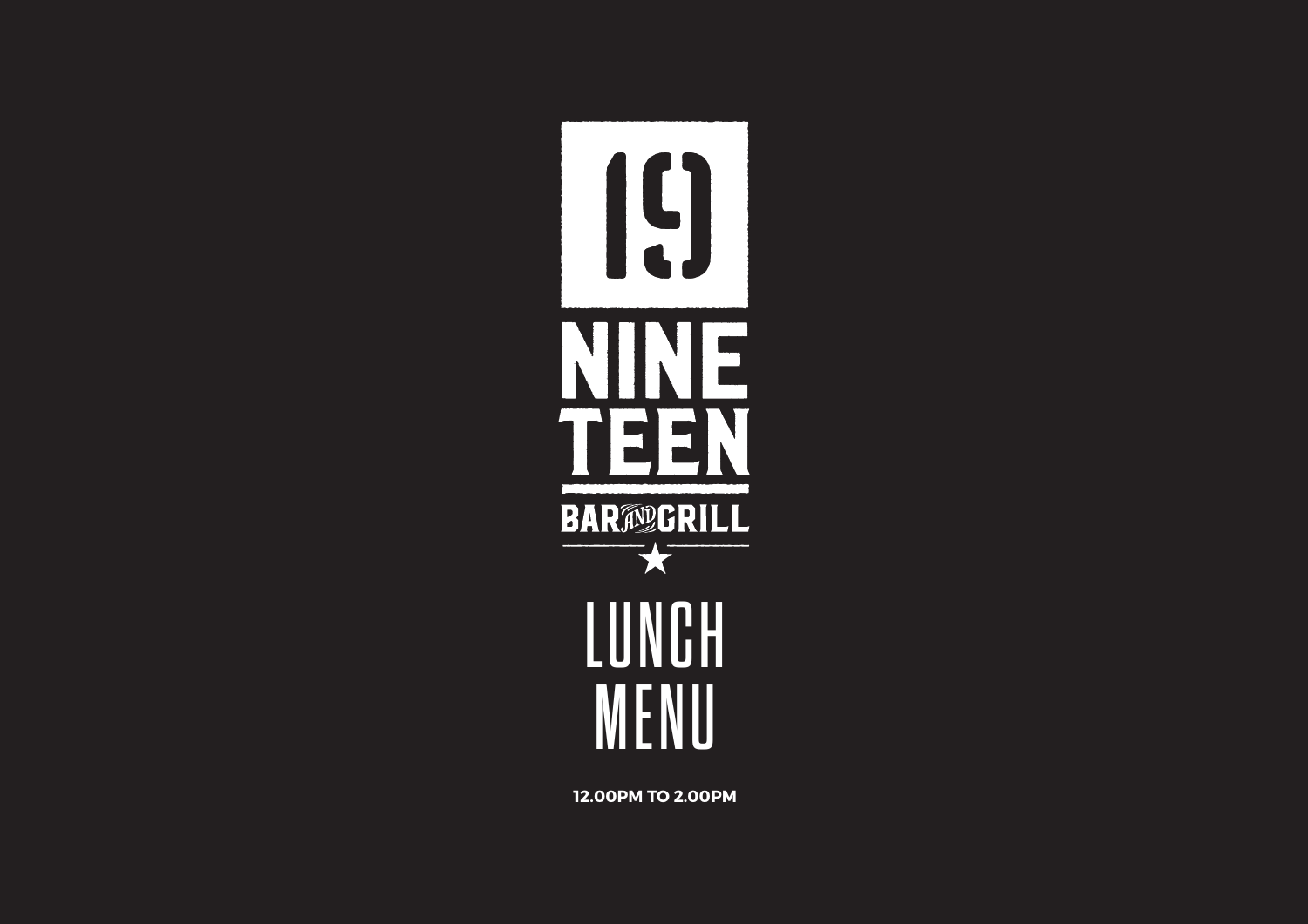# 19

# NINE TEEN

## BAR AND GRILL

★

# LUNCH MENU

**12.00PM TO 2.00PM**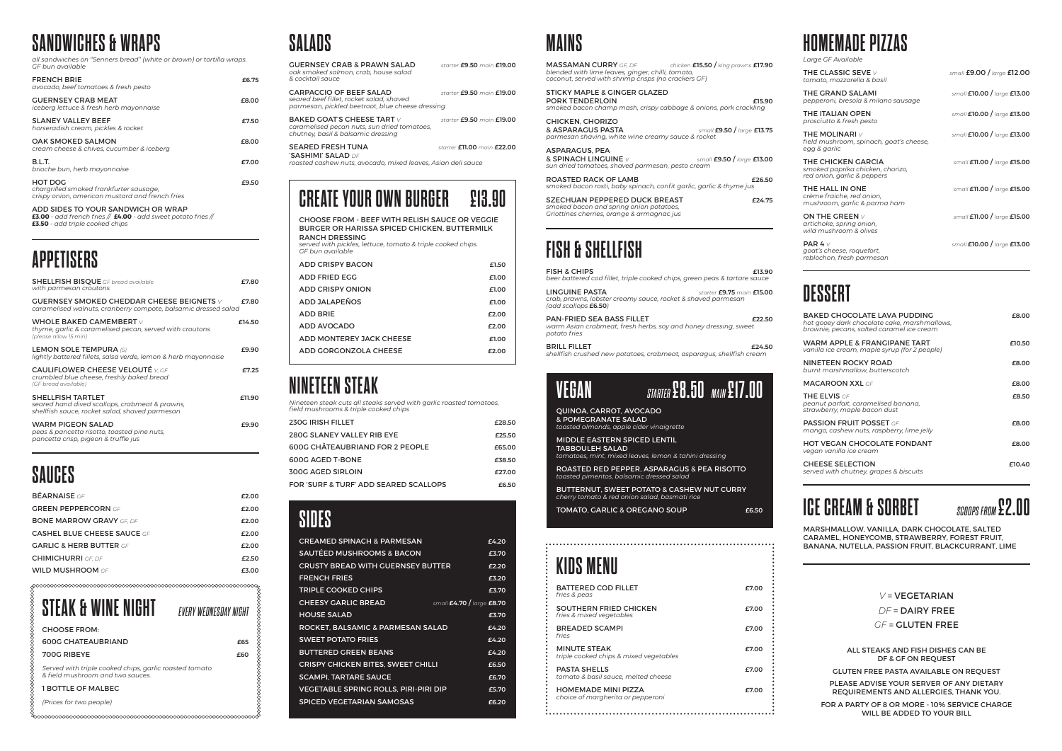# SANDWICHES & WRAPS

*all sandwiches on "Senners bread" (white or brown) or tortilla wraps. GF bun available*

| | |
|---|---|
| **FRENCH BRIE** *avocado, beef tomatoes & fresh pesto* | £6.75 |
| **GUERNSEY CRAB MEAT** *iceberg lettuce & fresh herb mayonnaise* | £8.00 |
| **SLANEY VALLEY BEEF** *horseradish cream, pickles & rocket* | £7.50 |
| **OAK SMOKED SALMON** *cream cheese & chives, cucumber & iceberg* | £8.00 |
| **B.L.T.** *brioche bun, herb mayonnaise* | £7.00 |
| **HOT DOG** *chargrilled smoked frankfurter sausage, crispy onion, american mustard and french fries* | £9.50 |

**ADD SIDES TO YOUR SANDWICH OR WRAP**
**£3.00** - *add french fries* // **£4.00** - *add sweet potato fries* // **£3.50** - *add triple cooked chips*

# APPETISERS

| | |
|---|---|
| **SHELLFISH BISQUE** *GF bread available* *with parmesan croutons* | £7.80 |
| **GUERNSEY SMOKED CHEDDAR CHEESE BEIGNETS** *V* *caramelised walnuts, cranberry compote, balsamic dressed salad* | £7.80 |
| **WHOLE BAKED CAMEMBERT** *V* *thyme, garlic & caramelised pecan, served with croutons (please allow 15 min)* | £14.50 |
| **LEMON SOLE TEMPURA** *(S)* *lightly battered fillets, salsa verde, lemon & herb mayonnaise* | £9.90 |
| **CAULIFLOWER CHEESE VELOUTÉ** *V, GF* *crumbled blue cheese, freshly baked bread (GF bread available)* | £7.25 |
| **SHELLFISH TARTLET** *seared hand dived scallops, crabmeat & prawns, shellfish sauce, rocket salad, shaved parmesan* | £11.90 |
| **WARM PIGEON SALAD** *peas & pancetta risotto, toasted pine nuts, pancetta crisp, pigeon & truffle jus* | £9.90 |

# SAUCES

| | |
|---|---|
| BÉARNAISE *GF* | £2.00 |
| GREEN PEPPERCORN *GF* | £2.00 |
| BONE MARROW GRAVY *GF, DF* | £2.00 |
| CASHEL BLUE CHEESE SAUCE *GF* | £2.00 |
| GARLIC & HERB BUTTER *GF* | £2.00 |
| CHIMICHURRI *GF, DF* | £2.50 |
| WILD MUSHROOM *GF* | £3.00 |

# STEAK & WINE NIGHT

*EVERY WEDNESDAY NIGHT*

CHOOSE FROM:

| | |
|---|---|
| 600G CHATEAUBRIAND | £65 |
| 700G RIBEYE | £60 |

*Served with triple cooked chips, garlic roasted tomato & field mushroom and two sauces.*

1 BOTTLE OF MALBEC

*(Prices for two people)*

# SALADS

| | |
|---|---|
| **GUERNSEY CRAB & PRAWN SALAD** *oak smoked salmon, crab, house salad & cocktail sauce* | *starter* £9.50 *main* £19.00 |
| **CARPACCIO OF BEEF SALAD** *seared beef fillet, rocket salad, shaved parmesan, pickled beetroot, blue cheese dressing* | *starter* £9.50 *main* £19.00 |
| **BAKED GOAT'S CHEESE TART** *V* *caramelised pecan nuts, sun dried tomatoes, chutney, basil & balsamic dressing* | *starter* £9.50 *main* £19.00 |
| **SEARED FRESH TUNA 'SASHIMI' SALAD** *DF* *roasted cashew nuts, avocado, mixed leaves, Asian deli sauce* | *starter* £11.00 *main* £22.00 |

# CREATE YOUR OWN BURGER £13.90

**CHOOSE FROM - BEEF WITH RELISH SAUCE OR VEGGIE BURGER OR HARISSA SPICED CHICKEN, BUTTERMILK RANCH DRESSING**
*served with pickles, lettuce, tomato & triple cooked chips. GF bun available*

| | |
|---|---|
| ADD CRISPY BACON | £1.50 |
| ADD FRIED EGG | £1.00 |
| ADD CRISPY ONION | £1.00 |
| ADD JALAPEÑOS | £1.00 |
| ADD BRIE | £2.00 |
| ADD AVOCADO | £2.00 |
| ADD MONTEREY JACK CHEESE | £1.00 |
| ADD GORGONZOLA CHEESE | £2.00 |

# NINETEEN STEAK

*Nineteen steak cuts all steaks served with garlic roasted tomatoes, field mushrooms & triple cooked chips*

| | |
|---|---|
| 230G IRISH FILLET | £28.50 |
| 280G SLANEY VALLEY RIB EYE | £25.50 |
| 600G CHÂTEAUBRIAND FOR 2 PEOPLE | £65.00 |
| 600G AGED T-BONE | £38.50 |
| 300G AGED SIRLOIN | £27.00 |
| FOR 'SURF & TURF' ADD SEARED SCALLOPS | £6.50 |

# SIDES

| | |
|---|---|
| CREAMED SPINACH & PARMESAN | £4.20 |
| SAUTÉED MUSHROOMS & BACON | £3.70 |
| CRUSTY BREAD WITH GUERNSEY BUTTER | £2.20 |
| FRENCH FRIES | £3.20 |
| TRIPLE COOKED CHIPS | £3.70 |
| CHEESY GARLIC BREAD | *small* £4.70 / *large* £8.70 |
| HOUSE SALAD | £3.70 |
| ROCKET, BALSAMIC & PARMESAN SALAD | £4.20 |
| SWEET POTATO FRIES | £4.20 |
| BUTTERED GREEN BEANS | £4.20 |
| CRISPY CHICKEN BITES, SWEET CHILLI | £6.50 |
| SCAMPI, TARTARE SAUCE | £6.70 |
| VEGETABLE SPRING ROLLS, PIRI-PIRI DIP | £5.70 |
| SPICED VEGETARIAN SAMOSAS | £6.20 |

# MAINS

| | |
|---|---|
| **MASSAMAN CURRY** *GF, DF* *blended with lime leaves, ginger, chilli, tomato, coconut, served with shrimp crisps (no crackers GF)* | *chicken* £15.50 / *king prawns* £17.90 |
| **STICKY MAPLE & GINGER GLAZED PORK TENDERLOIN** *smoked bacon champ mash, crispy cabbage & onions, pork crackling* | £15.90 |
| **CHICKEN, CHORIZO & ASPARAGUS PASTA** *parmesan shaving, white wine creamy sauce & rocket* | *small* £9.50 / *large* £13.75 |
| **ASPARAGUS, PEA & SPINACH LINGUINE** *V* *sun dried tomatoes, shaved parmesan, pesto cream* | *small* £9.50 / *large* £13.00 |
| **ROASTED RACK OF LAMB** *smoked bacon rosti, baby spinach, confit garlic, garlic & thyme jus* | £26.50 |
| **SZECHUAN PEPPERED DUCK BREAST** *smoked bacon and spring onion potatoes, Griottines cherries, orange & armagnac jus* | £24.75 |

# FISH & SHELLFISH

| | |
|---|---|
| **FISH & CHIPS** *beer battered cod fillet, triple cooked chips, green peas & tartare sauce* | £13.90 |
| **LINGUINE PASTA** *crab, prawns, lobster creamy sauce, rocket & shaved parmesan (add scallops £6.50)* | *starter* £9.75 *main* £15.00 |
| **PAN-FRIED SEA BASS FILLET** *warm Asian crabmeat, fresh herbs, soy and honey dressing, sweet potato fries* | £22.50 |
| **BRILL FILLET** *shellfish crushed new potatoes, crabmeat, asparagus, shellfish cream* | £24.50 |

# VEGAN

*STARTER* **£8.50** *MAIN* **£17.00**

**QUINOA, CARROT, AVOCADO & POMEGRANATE SALAD**
*toasted almonds, apple cider vinaigrette*

**MIDDLE EASTERN SPICED LENTIL TABBOULEH SALAD**
*tomatoes, mint, mixed leaves, lemon & tahini dressing*

**ROASTED RED PEPPER, ASPARAGUS & PEA RISOTTO**
*toasted pimentos, balsamic dressed salad*

**BUTTERNUT, SWEET POTATO & CASHEW NUT CURRY**
*cherry tomato & red onion salad, basmati rice*

**TOMATO, GARLIC & OREGANO SOUP** £6.50

# KIDS MENU

| | |
|---|---|
| **BATTERED COD FILLET** *fries & peas* | £7.00 |
| **SOUTHERN FRIED CHICKEN** *fries & mixed vegetables* | £7.00 |
| **BREADED SCAMPI** *fries* | £7.00 |
| **MINUTE STEAK** *triple cooked chips & mixed vegetables* | £7.00 |
| **PASTA SHELLS** *tomato & basil sauce, melted cheese* | £7.00 |
| **HOMEMADE MINI PIZZA** *choice of margherita or pepperoni* | £7.00 |

# HOMEMADE PIZZAS

*Large GF Available*

| | |
|---|---|
| **THE CLASSIC SEVE** *V* *tomato, mozzarella & basil* | *small* £9.00 / *large* £12.00 |
| **THE GRAND SALAMI** *pepperoni, bresola & milano sausage* | *small* £10.00 / *large* £13.00 |
| **THE ITALIAN OPEN** *prosciutto & fresh pesto* | *small* £10.00 / *large* £13.00 |
| **THE MOLINARI** *V* *field mushroom, spinach, goat's cheese, egg & garlic* | *small* £10.00 / *large* £13.00 |
| **THE CHICKEN GARCIA** *smoked paprika chicken, chorizo, red onion, garlic & peppers* | *small* £11.00 / *large* £15.00 |
| **THE HALL IN ONE** *crème fraîche, red onion, mushroom, garlic & parma ham* | *small* £11.00 / *large* £15.00 |
| **ON THE GREEN** *V* *artichoke, spring onion, wild mushroom & olives* | *small* £11.00 / *large* £15.00 |
| **PAR 4** *V* *goat's cheese, roquefort, reblochon, fresh parmesan* | *small* £10.00 / *large* £13.00 |

# DESSERT

| | |
|---|---|
| **BAKED CHOCOLATE LAVA PUDDING** *hot gooey dark chocolate cake, marshmallows, brownie, pecans, salted caramel ice cream* | £8.00 |
| **WARM APPLE & FRANGIPANE TART** *vanilla ice cream, maple syrup (for 2 people)* | £10.50 |
| **NINETEEN ROCKY ROAD** *burnt marshmallow, butterscotch* | £8.00 |
| **MACAROON XXL** *GF* | £8.00 |
| **THE ELVIS** *GF* *peanut parfait, caramelised banana, strawberry, maple bacon dust* | £8.50 |
| **PASSION FRUIT POSSET** *GF* *mango, cashew nuts, raspberry, lime jelly* | £8.00 |
| **HOT VEGAN CHOCOLATE FONDANT** *vegan vanilla ice cream* | £8.00 |
| **CHEESE SELECTION** *served with chutney, grapes & biscuits* | £10.40 |

# ICE CREAM & SORBET

*SCOOPS FROM* **£2.00**

MARSHMALLOW, VANILLA, DARK CHOCOLATE, SALTED CARAMEL, HONEYCOMB, STRAWBERRY, FOREST FRUIT, BANANA, NUTELLA, PASSION FRUIT, BLACKCURRANT, LIME

*V* = VEGETARIAN

*DF* = DAIRY FREE

*GF* = GLUTEN FREE

ALL STEAKS AND FISH DISHES CAN BE DF & GF ON REQUEST

GLUTEN FREE PASTA AVAILABLE ON REQUEST

PLEASE ADVISE YOUR SERVER OF ANY DIETARY REQUIREMENTS AND ALLERGIES, THANK YOU.

FOR A PARTY OF 8 OR MORE - 10% SERVICE CHARGE WILL BE ADDED TO YOUR BILL